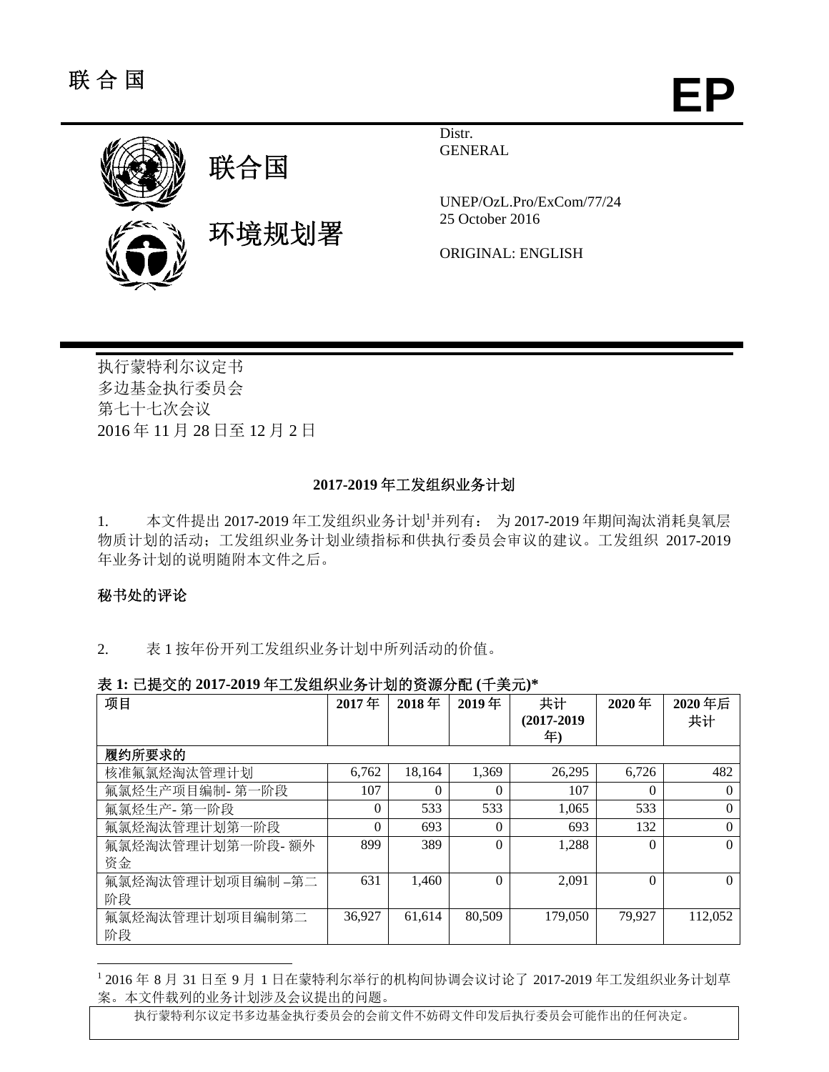联 合 国

**EP**

联合国

环境规划署

Distr.
GENERAL

UNEP/OzL.Pro/ExCom/77/24
25 October 2016

ORIGINAL: ENGLISH

执行蒙特利尔议定书
多边基金执行委员会
第七十七次会议
2016 年 11 月 28 日至 12 月 2 日

## 2017-2019 年工发组织业务计划

1. 本文件提出 2017-2019 年工发组织业务计划[1]并列有： 为 2017-2019 年期间淘汰消耗臭氧层物质计划的活动；工发组织业务计划业绩指标和供执行委员会审议的建议。工发组织 2017-2019 年业务计划的说明随附本文件之后。

### 秘书处的评论

2. 表 1 按年份开列工发组织业务计划中所列活动的价值。

**表 1: 已提交的 2017-2019 年工发组织业务计划的资源分配 (千美元)***

| 项目 | 2017 年 | 2018 年 | 2019 年 | 共计 (2017-2019 年) | 2020 年 | 2020 年后共计 |
|---|---|---|---|---|---|---|
| **履约所要求的** | | | | | | |
| 核准氟氯烃淘汰管理计划 | 6,762 | 18,164 | 1,369 | 26,295 | 6,726 | 482 |
| 氟氯烃生产项目编制- 第一阶段 | 107 | 0 | 0 | 107 | 0 | 0 |
| 氟氯烃生产- 第一阶段 | 0 | 533 | 533 | 1,065 | 533 | 0 |
| 氟氯烃淘汰管理计划第一阶段 | 0 | 693 | 0 | 693 | 132 | 0 |
| 氟氯烃淘汰管理计划第一阶段- 额外资金 | 899 | 389 | 0 | 1,288 | 0 | 0 |
| 氟氯烃淘汰管理计划项目编制 –第二阶段 | 631 | 1,460 | 0 | 2,091 | 0 | 0 |
| 氟氯烃淘汰管理计划项目编制第二阶段 | 36,927 | 61,614 | 80,509 | 179,050 | 79,927 | 112,052 |

[1] 2016 年 8 月 31 日至 9 月 1 日在蒙特利尔举行的机构间协调会议讨论了 2017-2019 年工发组织业务计划草案。本文件载列的业务计划涉及会议提出的问题。

执行蒙特利尔议定书多边基金执行委员会的会前文件不妨碍文件印发后执行委员会可能作出的任何决定。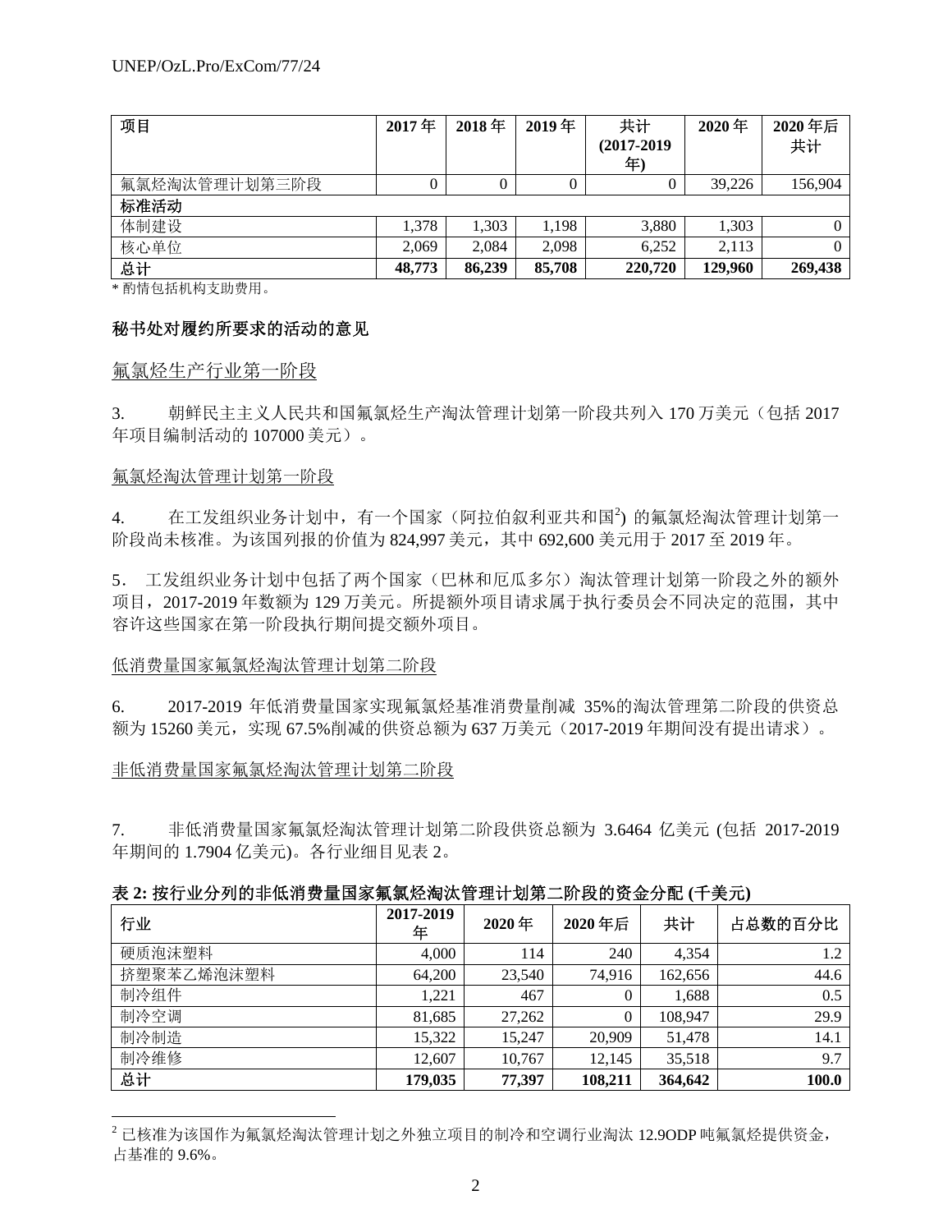| 项目 | 2017 年 | 2018 年 | 2019 年 | 共计 (2017-2019 年) | 2020 年 | 2020 年后共计 |
|---|---|---|---|---|---|---|
| 氟氯烃淘汰管理计划第三阶段 | 0 | 0 | 0 | 0 | 39,226 | 156,904 |
| **标准活动** | | | | | | |
| 体制建设 | 1,378 | 1,303 | 1,198 | 3,880 | 1,303 | 0 |
| 核心单位 | 2,069 | 2,084 | 2,098 | 6,252 | 2,113 | 0 |
| **总计** | **48,773** | **86,239** | **85,708** | **220,720** | **129,960** | **269,438** |

* 酌情包括机构支助费用。

**秘书处对履约所要求的活动的意见**

氟氯烃生产行业第一阶段

3. 朝鲜民主主义人民共和国氟氯烃生产淘汰管理计划第一阶段共列入 170 万美元（包括 2017 年项目编制活动的 107000 美元）。

氟氯烃淘汰管理计划第一阶段

4. 在工发组织业务计划中，有一个国家（阿拉伯叙利亚共和国[2]) 的氟氯烃淘汰管理计划第一阶段尚未核准。为该国列报的价值为 824,997 美元，其中 692,600 美元用于 2017 至 2019 年。

5. 工发组织业务计划中包括了两个国家（巴林和厄瓜多尔）淘汰管理计划第一阶段之外的额外项目，2017-2019 年数额为 129 万美元。所提额外项目请求属于执行委员会不同决定的范围，其中容许这些国家在第一阶段执行期间提交额外项目。

低消费量国家氟氯烃淘汰管理计划第二阶段

6. 2017-2019 年低消费量国家实现氟氯烃基准消费量削减 35%的淘汰管理第二阶段的供资总额为 15260 美元，实现 67.5%削减的供资总额为 637 万美元（2017-2019 年期间没有提出请求）。

非低消费量国家氟氯烃淘汰管理计划第二阶段

7. 非低消费量国家氟氯烃淘汰管理计划第二阶段供资总额为 3.6464 亿美元 (包括 2017-2019 年期间的 1.7904 亿美元)。各行业细目见表 2。

**表 2: 按行业分列的非低消费量国家氟氯烃淘汰管理计划第二阶段的资金分配 (千美元)**

| 行业 | 2017-2019 年 | 2020 年 | 2020 年后 | 共计 | 占总数的百分比 |
|---|---|---|---|---|---|
| 硬质泡沫塑料 | 4,000 | 114 | 240 | 4,354 | 1.2 |
| 挤塑聚苯乙烯泡沫塑料 | 64,200 | 23,540 | 74,916 | 162,656 | 44.6 |
| 制冷组件 | 1,221 | 467 | 0 | 1,688 | 0.5 |
| 制冷空调 | 81,685 | 27,262 | 0 | 108,947 | 29.9 |
| 制冷制造 | 15,322 | 15,247 | 20,909 | 51,478 | 14.1 |
| 制冷维修 | 12,607 | 10,767 | 12,145 | 35,518 | 9.7 |
| **总计** | **179,035** | **77,397** | **108,211** | **364,642** | **100.0** |

[2] 已核准为该国作为氟氯烃淘汰管理计划之外独立项目的制冷和空调行业淘汰 12.9ODP 吨氟氯烃提供资金，占基准的 9.6%。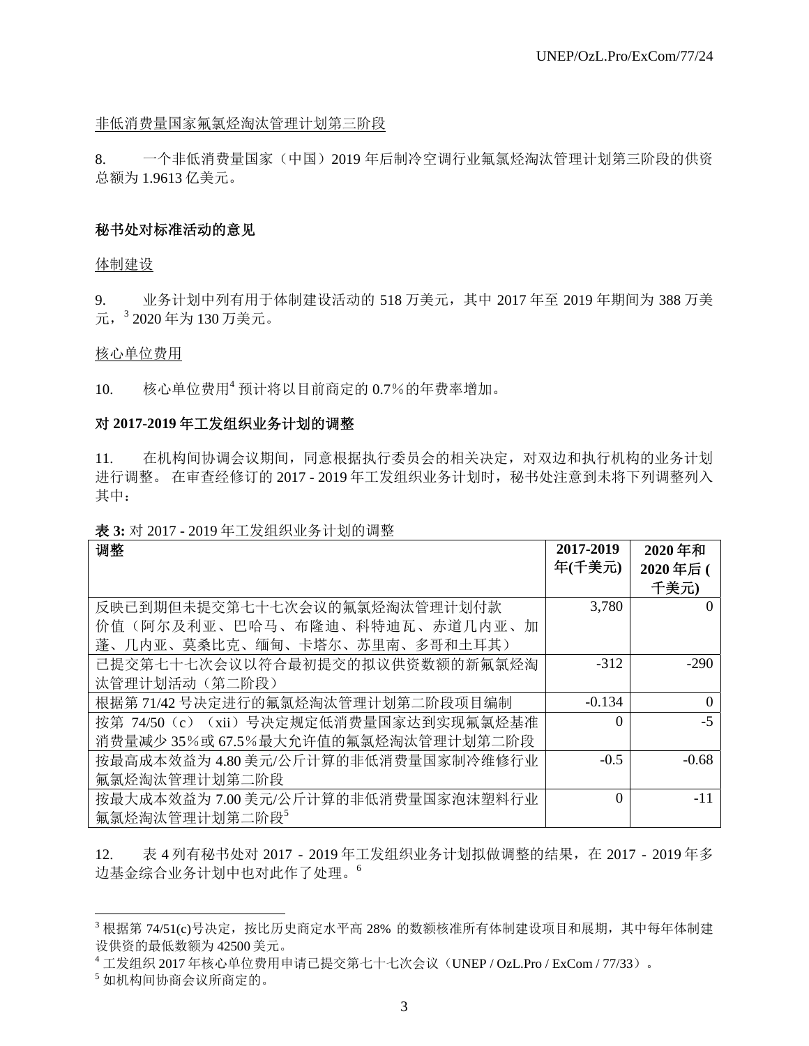非低消费量国家氟氯烃淘汰管理计划第三阶段

8. 一个非低消费量国家（中国）2019 年后制冷空调行业氟氯烃淘汰管理计划第三阶段的供资总额为 1.9613 亿美元。

**秘书处对标准活动的意见**

体制建设

9. 业务计划中列有用于体制建设活动的 518 万美元，其中 2017 年至 2019 年期间为 388 万美元，[3] 2020 年为 130 万美元。

核心单位费用

10. 核心单位费用[4] 预计将以目前商定的 0.7%的年费率增加。

**对 2017-2019 年工发组织业务计划的调整**

11. 在机构间协调会议期间，同意根据执行委员会的相关决定，对双边和执行机构的业务计划进行调整。 在审查经修订的 2017 - 2019 年工发组织业务计划时，秘书处注意到未将下列调整列入其中：

**表 3:** 对 2017 - 2019 年工发组织业务计划的调整

| 调整 | 2017-2019 年(千美元) | 2020 年和 2020 年后 ( 千美元) |
|---|---|---|
| 反映已到期但未提交第七十七次会议的氟氯烃淘汰管理计划付款价值（阿尔及利亚、巴哈马、布隆迪、科特迪瓦、赤道几内亚、加蓬、几内亚、莫桑比克、缅甸、卡塔尔、苏里南、多哥和土耳其） | 3,780 | 0 |
| 已提交第七十七次会议以符合最初提交的拟议供资数额的新氟氯烃淘汰管理计划活动（第二阶段） | -312 | -290 |
| 根据第 71/42 号决定进行的氟氯烃淘汰管理计划第二阶段项目编制 | -0.134 | 0 |
| 按第 74/50（c）（xii）号决定规定低消费量国家达到实现氟氯烃基准消费量减少 35%或 67.5%最大允许值的氟氯烃淘汰管理计划第二阶段 | 0 | -5 |
| 按最高成本效益为 4.80 美元/公斤计算的非低消费量国家制冷维修行业氟氯烃淘汰管理计划第二阶段 | -0.5 | -0.68 |
| 按最大成本效益为 7.00 美元/公斤计算的非低消费量国家泡沫塑料行业氟氯烃淘汰管理计划第二阶段[5] | 0 | -11 |

12. 表 4 列有秘书处对 2017 - 2019 年工发组织业务计划拟做调整的结果，在 2017 - 2019 年多边基金综合业务计划中也对此作了处理。[6]

[3] 根据第 74/51(c)号决定，按比历史商定水平高 28% 的数额核准所有体制建设项目和展期，其中每年体制建设供资的最低数额为 42500 美元。

[4] 工发组织 2017 年核心单位费用申请已提交第七十七次会议（UNEP / OzL.Pro / ExCom / 77/33）。

[5] 如机构间协商会议所商定的。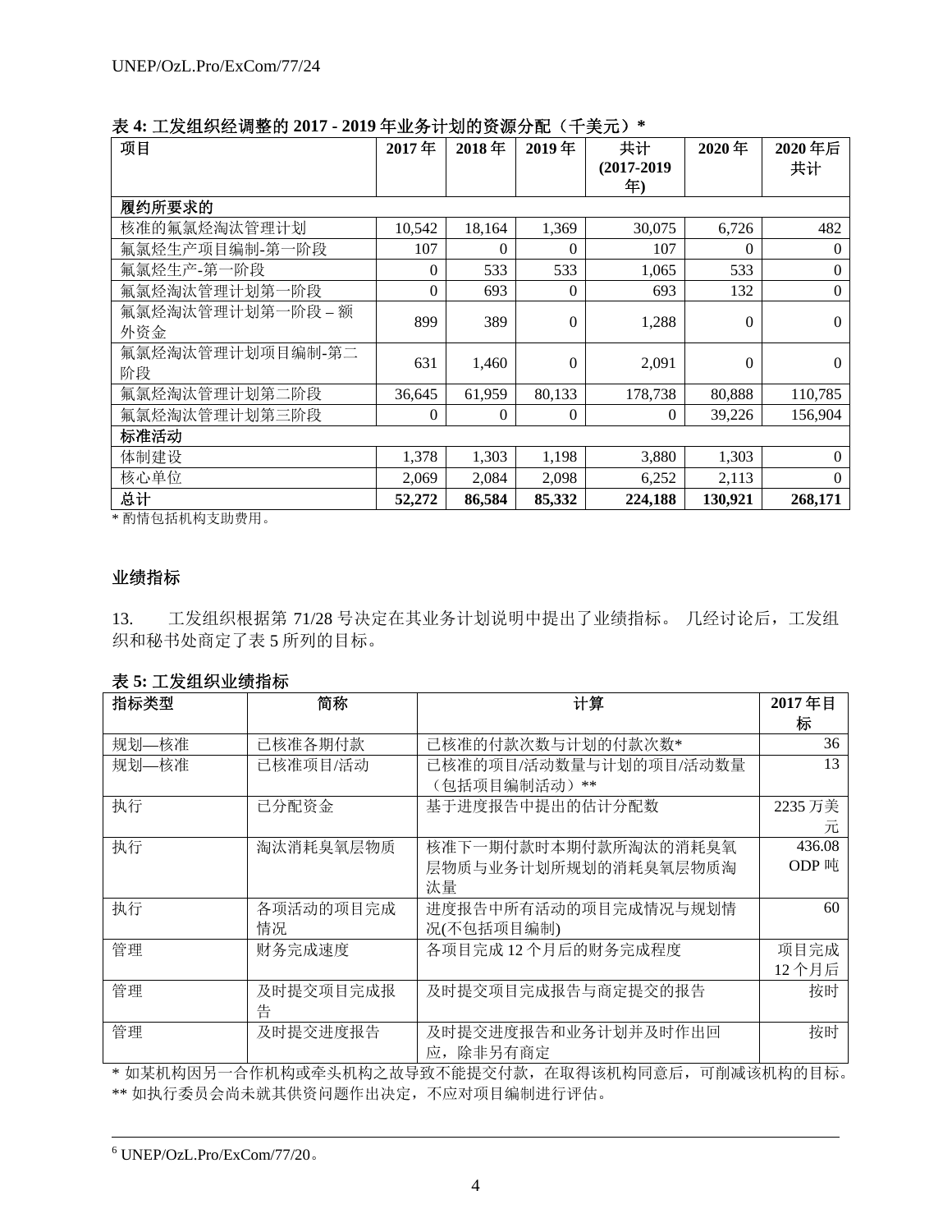**表 4: 工发组织经调整的 2017 - 2019 年业务计划的资源分配（千美元）***

| 项目 | 2017 年 | 2018 年 | 2019 年 | 共计 (2017-2019 年) | 2020 年 | 2020 年后共计 |
|---|---|---|---|---|---|---|
| **履约所要求的** | | | | | | |
| 核准的氟氯烃淘汰管理计划 | 10,542 | 18,164 | 1,369 | 30,075 | 6,726 | 482 |
| 氟氯烃生产项目编制-第一阶段 | 107 | 0 | 0 | 107 | 0 | 0 |
| 氟氯烃生产-第一阶段 | 0 | 533 | 533 | 1,065 | 533 | 0 |
| 氟氯烃淘汰管理计划第一阶段 | 0 | 693 | 0 | 693 | 132 | 0 |
| 氟氯烃淘汰管理计划第一阶段 – 额外资金 | 899 | 389 | 0 | 1,288 | 0 | 0 |
| 氟氯烃淘汰管理计划项目编制-第二阶段 | 631 | 1,460 | 0 | 2,091 | 0 | 0 |
| 氟氯烃淘汰管理计划第二阶段 | 36,645 | 61,959 | 80,133 | 178,738 | 80,888 | 110,785 |
| 氟氯烃淘汰管理计划第三阶段 | 0 | 0 | 0 | 0 | 39,226 | 156,904 |
| **标准活动** | | | | | | |
| 体制建设 | 1,378 | 1,303 | 1,198 | 3,880 | 1,303 | 0 |
| 核心单位 | 2,069 | 2,084 | 2,098 | 6,252 | 2,113 | 0 |
| **总计** | **52,272** | **86,584** | **85,332** | **224,188** | **130,921** | **268,171** |

* 酌情包括机构支助费用。

## 业绩指标

13. 工发组织根据第 71/28 号决定在其业务计划说明中提出了业绩指标。 几经讨论后，工发组织和秘书处商定了表 5 所列的目标。

**表 5: 工发组织业绩指标**

| 指标类型 | 简称 | 计算 | 2017 年目标 |
|---|---|---|---|
| 规划—核准 | 已核准各期付款 | 已核准的付款次数与计划的付款次数* | 36 |
| 规划—核准 | 已核准项目/活动 | 已核准的项目/活动数量与计划的项目/活动数量（包括项目编制活动）** | 13 |
| 执行 | 已分配资金 | 基于进度报告中提出的估计分配数 | 2235 万美元 |
| 执行 | 淘汰消耗臭氧层物质 | 核准下一期付款时本期付款所淘汰的消耗臭氧层物质与业务计划所规划的消耗臭氧层物质淘汰量 | 436.08 ODP 吨 |
| 执行 | 各项活动的项目完成情况 | 进度报告中所有活动的项目完成情况与规划情况(不包括项目编制) | 60 |
| 管理 | 财务完成速度 | 各项目完成 12 个月后的财务完成程度 | 项目完成 12 个月后 |
| 管理 | 及时提交项目完成报告 | 及时提交项目完成报告与商定提交的报告 | 按时 |
| 管理 | 及时提交进度报告 | 及时提交进度报告和业务计划并及时作出回应，除非另有商定 | 按时 |

* 如某机构因另一合作机构或牵头机构之故导致不能提交付款，在取得该机构同意后，可削减该机构的目标。
** 如执行委员会尚未就其供资问题作出决定，不应对项目编制进行评估。

[6] UNEP/OzL.Pro/ExCom/77/20。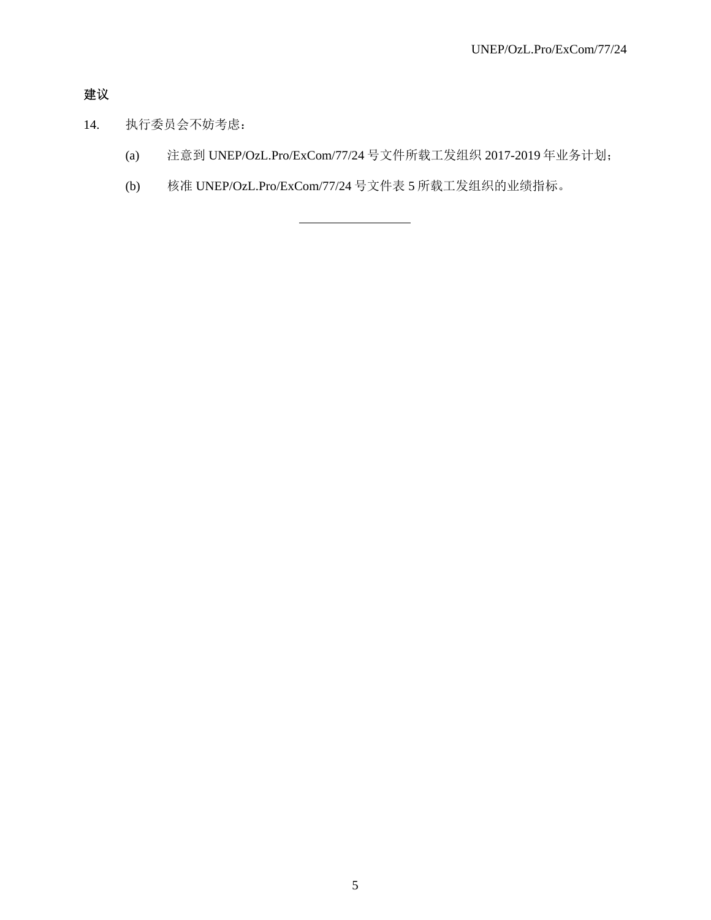**建议**

14. 执行委员会不妨考虑：

(a) 注意到 UNEP/OzL.Pro/ExCom/77/24 号文件所载工发组织 2017-2019 年业务计划；

(b) 核准 UNEP/OzL.Pro/ExCom/77/24 号文件表 5 所载工发组织的业绩指标。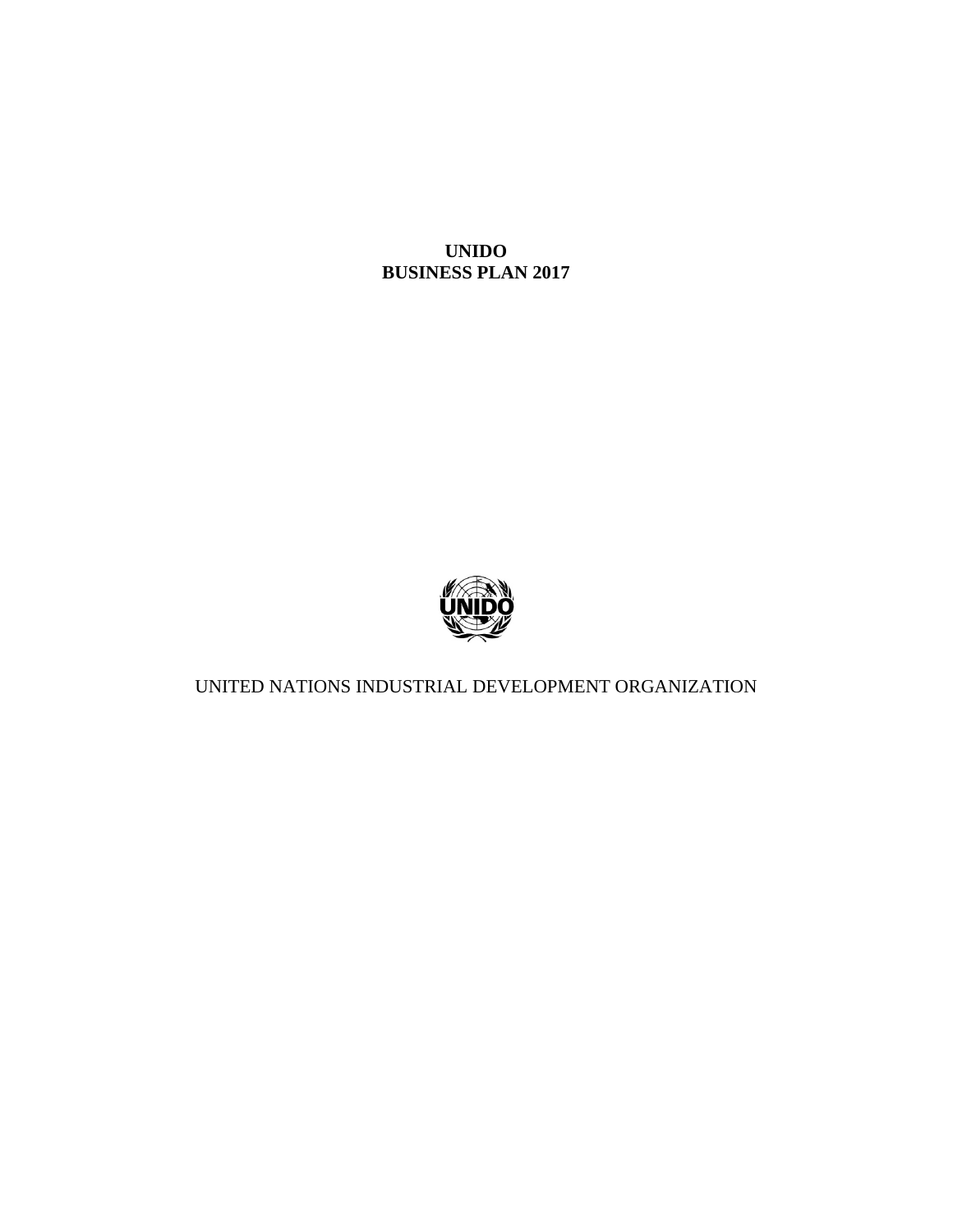**UNIDO**
**BUSINESS PLAN 2017**

UNITED NATIONS INDUSTRIAL DEVELOPMENT ORGANIZATION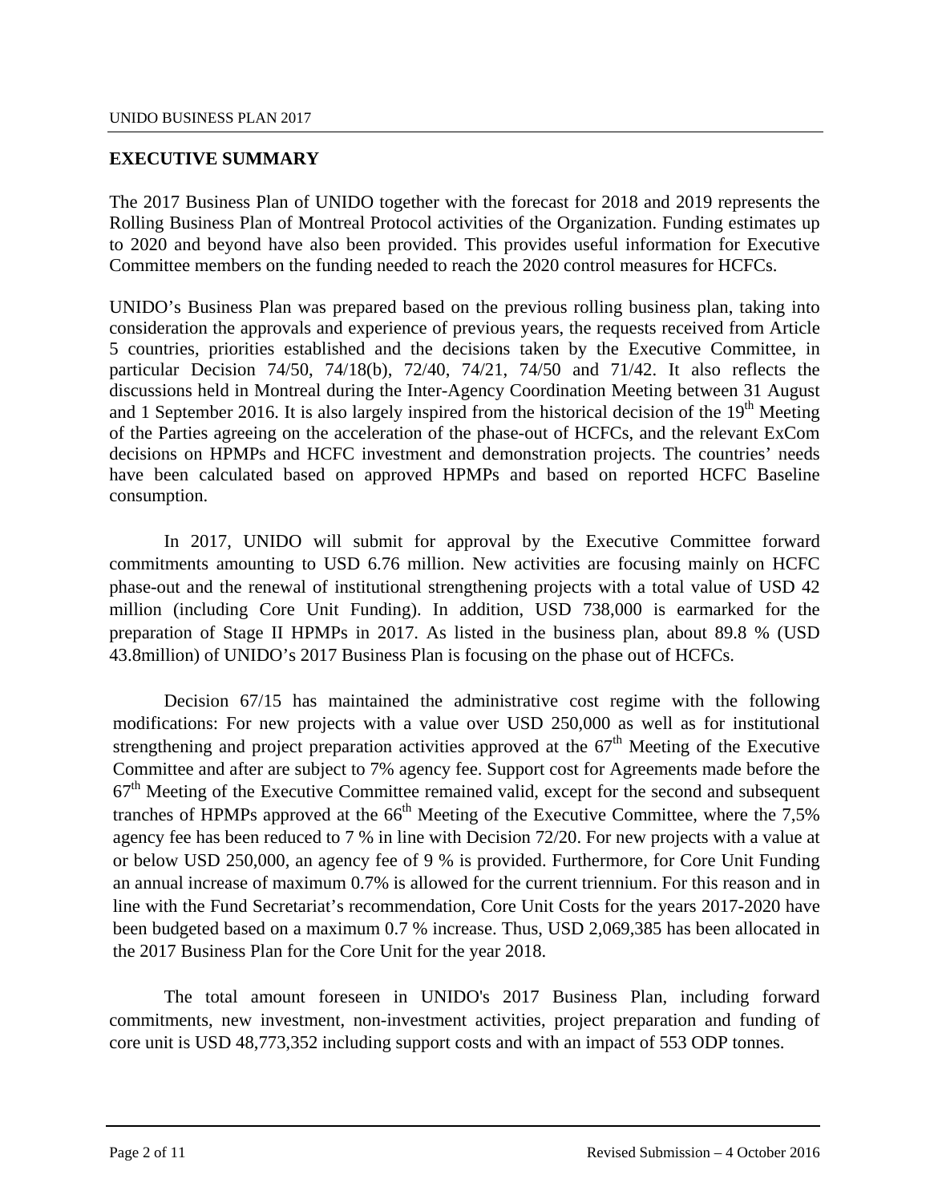## EXECUTIVE SUMMARY

The 2017 Business Plan of UNIDO together with the forecast for 2018 and 2019 represents the Rolling Business Plan of Montreal Protocol activities of the Organization. Funding estimates up to 2020 and beyond have also been provided. This provides useful information for Executive Committee members on the funding needed to reach the 2020 control measures for HCFCs.

UNIDO's Business Plan was prepared based on the previous rolling business plan, taking into consideration the approvals and experience of previous years, the requests received from Article 5 countries, priorities established and the decisions taken by the Executive Committee, in particular Decision 74/50, 74/18(b), 72/40, 74/21, 74/50 and 71/42. It also reflects the discussions held in Montreal during the Inter-Agency Coordination Meeting between 31 August and 1 September 2016. It is also largely inspired from the historical decision of the 19th Meeting of the Parties agreeing on the acceleration of the phase-out of HCFCs, and the relevant ExCom decisions on HPMPs and HCFC investment and demonstration projects. The countries' needs have been calculated based on approved HPMPs and based on reported HCFC Baseline consumption.

In 2017, UNIDO will submit for approval by the Executive Committee forward commitments amounting to USD 6.76 million. New activities are focusing mainly on HCFC phase-out and the renewal of institutional strengthening projects with a total value of USD 42 million (including Core Unit Funding). In addition, USD 738,000 is earmarked for the preparation of Stage II HPMPs in 2017. As listed in the business plan, about 89.8 % (USD 43.8million) of UNIDO's 2017 Business Plan is focusing on the phase out of HCFCs.

Decision 67/15 has maintained the administrative cost regime with the following modifications: For new projects with a value over USD 250,000 as well as for institutional strengthening and project preparation activities approved at the 67th Meeting of the Executive Committee and after are subject to 7% agency fee. Support cost for Agreements made before the 67th Meeting of the Executive Committee remained valid, except for the second and subsequent tranches of HPMPs approved at the 66th Meeting of the Executive Committee, where the 7,5% agency fee has been reduced to 7 % in line with Decision 72/20. For new projects with a value at or below USD 250,000, an agency fee of 9 % is provided. Furthermore, for Core Unit Funding an annual increase of maximum 0.7% is allowed for the current triennium. For this reason and in line with the Fund Secretariat's recommendation, Core Unit Costs for the years 2017-2020 have been budgeted based on a maximum 0.7 % increase. Thus, USD 2,069,385 has been allocated in the 2017 Business Plan for the Core Unit for the year 2018.

The total amount foreseen in UNIDO's 2017 Business Plan, including forward commitments, new investment, non-investment activities, project preparation and funding of core unit is USD 48,773,352 including support costs and with an impact of 553 ODP tonnes.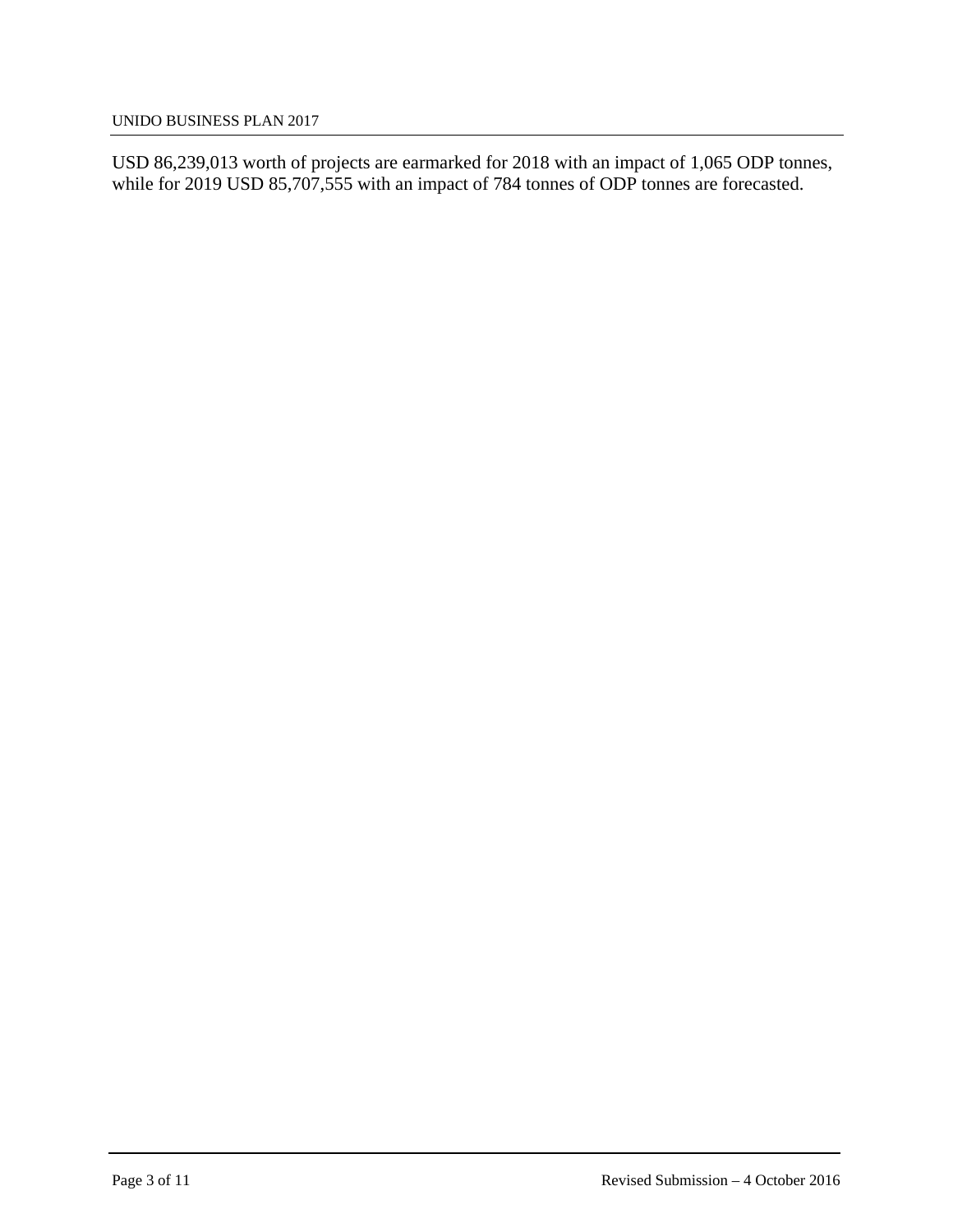USD 86,239,013 worth of projects are earmarked for 2018 with an impact of 1,065 ODP tonnes, while for 2019 USD 85,707,555 with an impact of 784 tonnes of ODP tonnes are forecasted.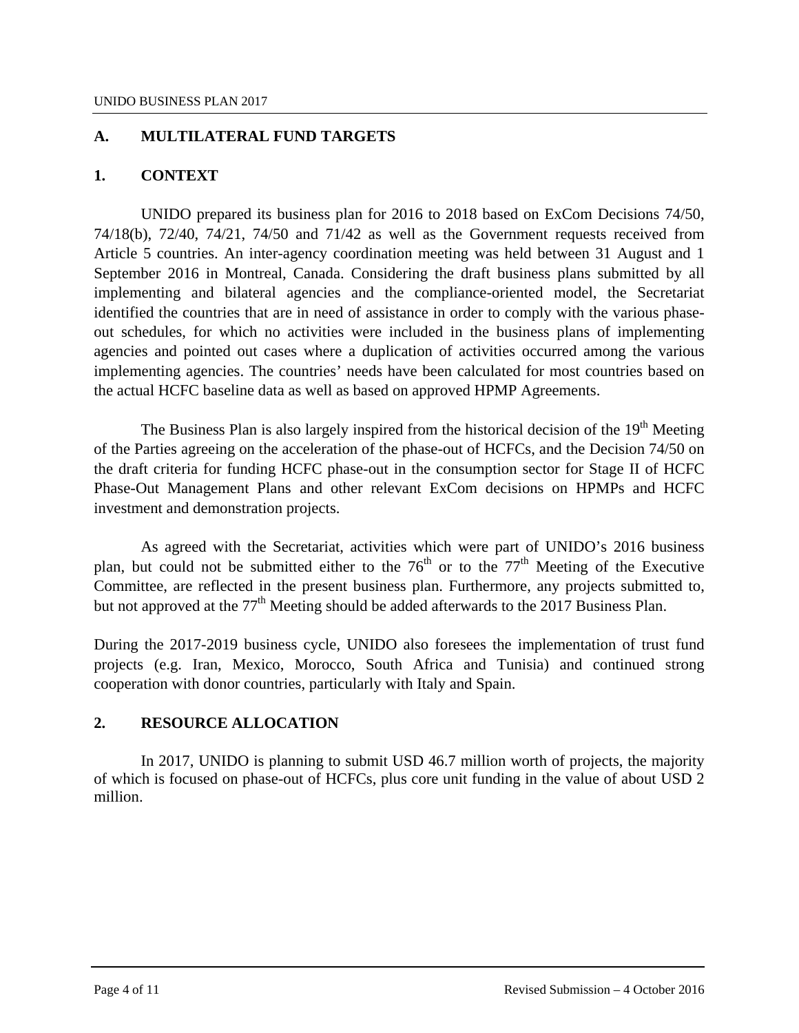## A. MULTILATERAL FUND TARGETS

### 1. CONTEXT

UNIDO prepared its business plan for 2016 to 2018 based on ExCom Decisions 74/50, 74/18(b), 72/40, 74/21, 74/50 and 71/42 as well as the Government requests received from Article 5 countries. An inter-agency coordination meeting was held between 31 August and 1 September 2016 in Montreal, Canada. Considering the draft business plans submitted by all implementing and bilateral agencies and the compliance-oriented model, the Secretariat identified the countries that are in need of assistance in order to comply with the various phase-out schedules, for which no activities were included in the business plans of implementing agencies and pointed out cases where a duplication of activities occurred among the various implementing agencies. The countries' needs have been calculated for most countries based on the actual HCFC baseline data as well as based on approved HPMP Agreements.

The Business Plan is also largely inspired from the historical decision of the 19th Meeting of the Parties agreeing on the acceleration of the phase-out of HCFCs, and the Decision 74/50 on the draft criteria for funding HCFC phase-out in the consumption sector for Stage II of HCFC Phase-Out Management Plans and other relevant ExCom decisions on HPMPs and HCFC investment and demonstration projects.

As agreed with the Secretariat, activities which were part of UNIDO's 2016 business plan, but could not be submitted either to the 76th or to the 77th Meeting of the Executive Committee, are reflected in the present business plan. Furthermore, any projects submitted to, but not approved at the 77th Meeting should be added afterwards to the 2017 Business Plan.

During the 2017-2019 business cycle, UNIDO also foresees the implementation of trust fund projects (e.g. Iran, Mexico, Morocco, South Africa and Tunisia) and continued strong cooperation with donor countries, particularly with Italy and Spain.

### 2. RESOURCE ALLOCATION

In 2017, UNIDO is planning to submit USD 46.7 million worth of projects, the majority of which is focused on phase-out of HCFCs, plus core unit funding in the value of about USD 2 million.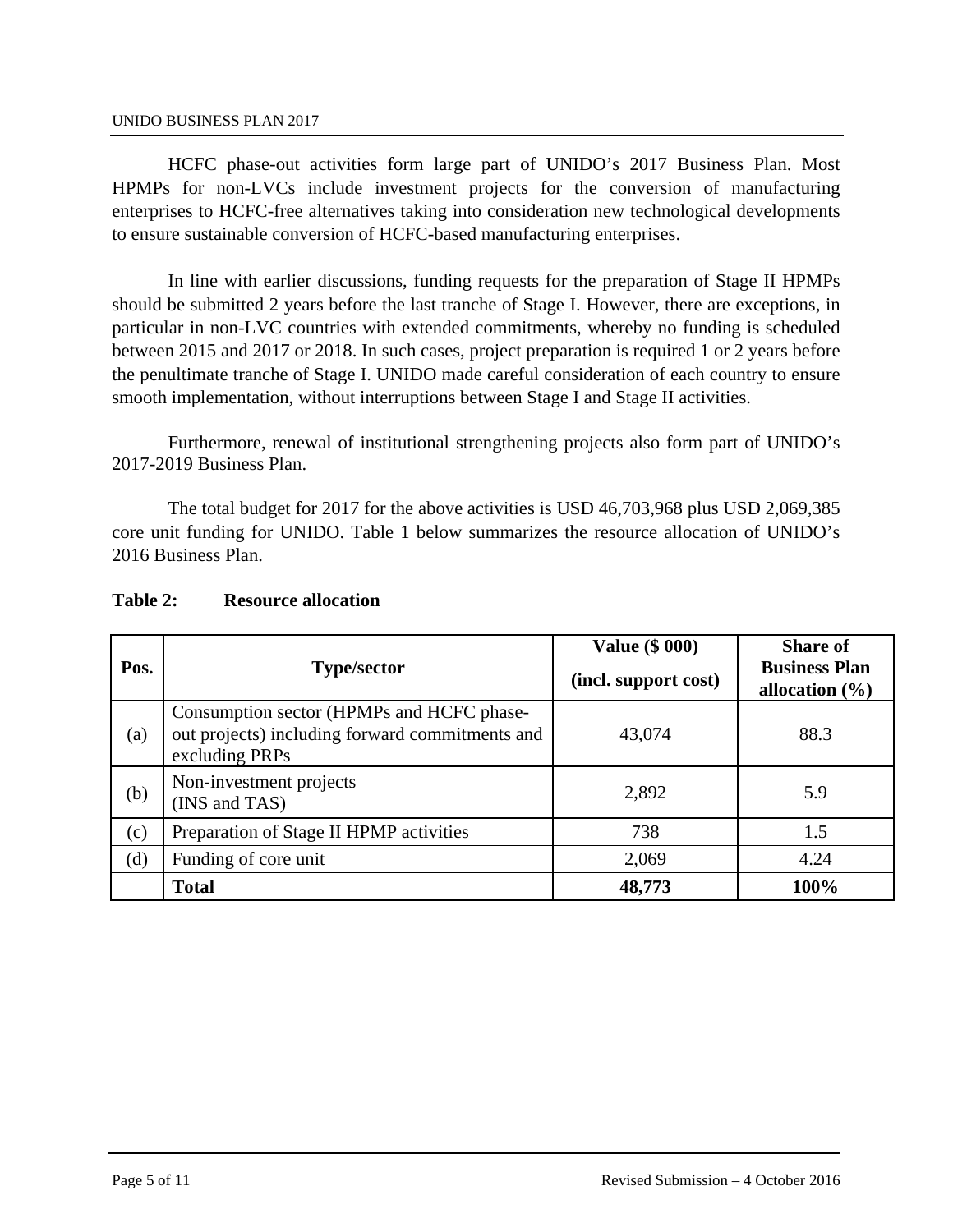HCFC phase-out activities form large part of UNIDO's 2017 Business Plan. Most HPMPs for non-LVCs include investment projects for the conversion of manufacturing enterprises to HCFC-free alternatives taking into consideration new technological developments to ensure sustainable conversion of HCFC-based manufacturing enterprises.

In line with earlier discussions, funding requests for the preparation of Stage II HPMPs should be submitted 2 years before the last tranche of Stage I. However, there are exceptions, in particular in non-LVC countries with extended commitments, whereby no funding is scheduled between 2015 and 2017 or 2018. In such cases, project preparation is required 1 or 2 years before the penultimate tranche of Stage I. UNIDO made careful consideration of each country to ensure smooth implementation, without interruptions between Stage I and Stage II activities.

Furthermore, renewal of institutional strengthening projects also form part of UNIDO's 2017-2019 Business Plan.

The total budget for 2017 for the above activities is USD 46,703,968 plus USD 2,069,385 core unit funding for UNIDO. Table 1 below summarizes the resource allocation of UNIDO's 2016 Business Plan.

**Table 2: Resource allocation**

| Pos. | Type/sector | Value ($ 000) (incl. support cost) | Share of Business Plan allocation (%) |
|---|---|---|---|
| (a) | Consumption sector (HPMPs and HCFC phase-out projects) including forward commitments and excluding PRPs | 43,074 | 88.3 |
| (b) | Non-investment projects (INS and TAS) | 2,892 | 5.9 |
| (c) | Preparation of Stage II HPMP activities | 738 | 1.5 |
| (d) | Funding of core unit | 2,069 | 4.24 |
| | **Total** | **48,773** | **100%** |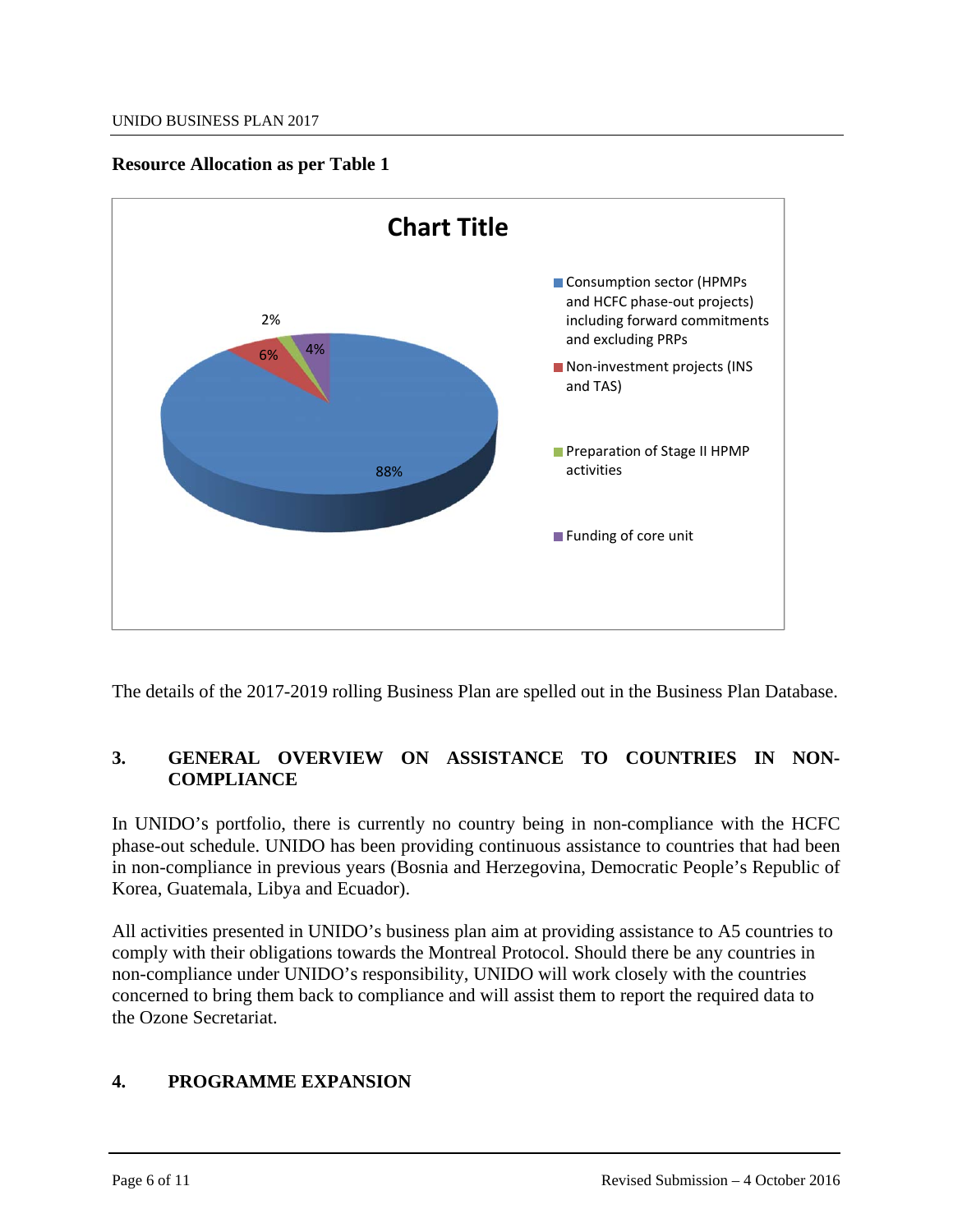**Resource Allocation as per Table 1**

The details of the 2017-2019 rolling Business Plan are spelled out in the Business Plan Database.

## 3. GENERAL OVERVIEW ON ASSISTANCE TO COUNTRIES IN NON-COMPLIANCE

In UNIDO's portfolio, there is currently no country being in non-compliance with the HCFC phase-out schedule. UNIDO has been providing continuous assistance to countries that had been in non-compliance in previous years (Bosnia and Herzegovina, Democratic People's Republic of Korea, Guatemala, Libya and Ecuador).

All activities presented in UNIDO's business plan aim at providing assistance to A5 countries to comply with their obligations towards the Montreal Protocol. Should there be any countries in non-compliance under UNIDO's responsibility, UNIDO will work closely with the countries concerned to bring them back to compliance and will assist them to report the required data to the Ozone Secretariat.

## 4. PROGRAMME EXPANSION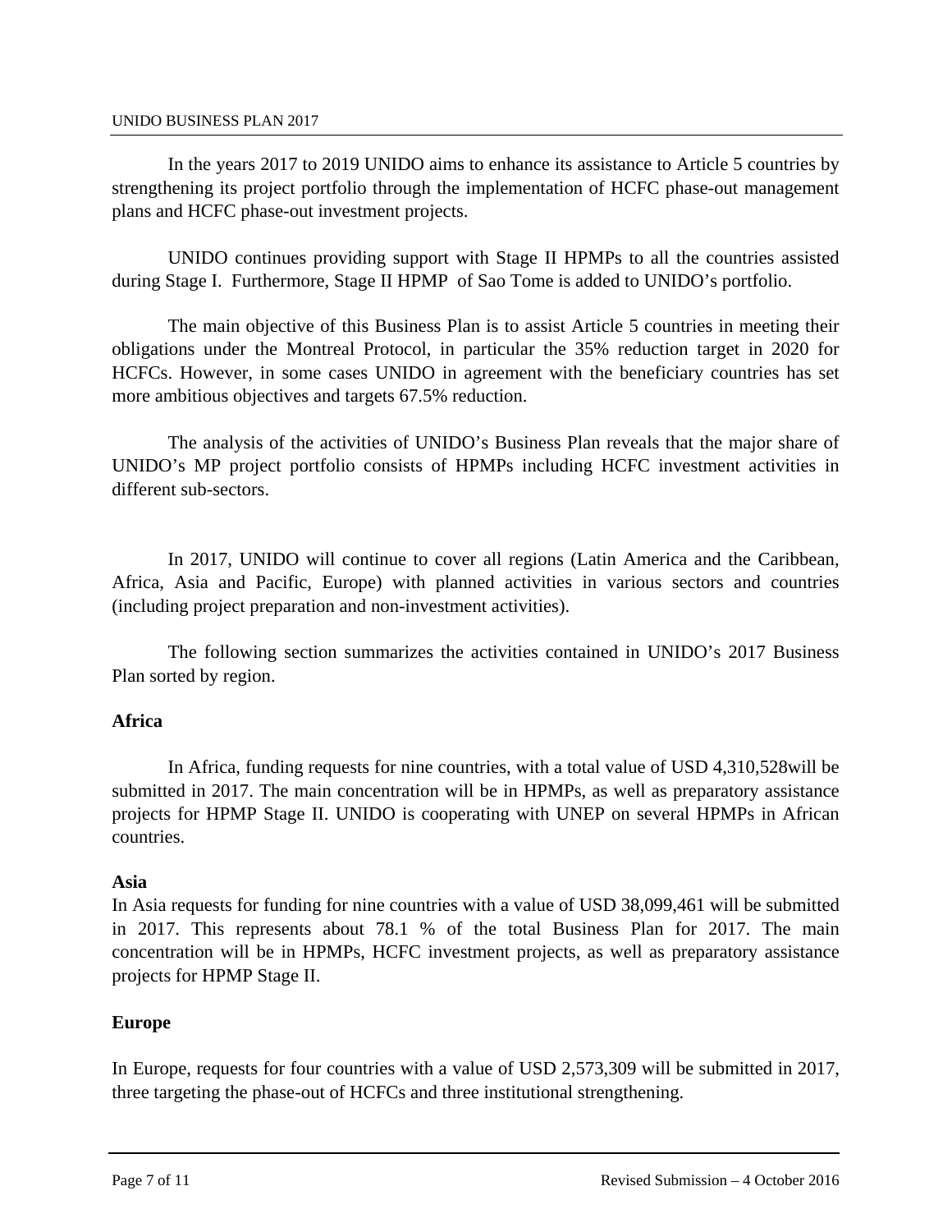In the years 2017 to 2019 UNIDO aims to enhance its assistance to Article 5 countries by strengthening its project portfolio through the implementation of HCFC phase-out management plans and HCFC phase-out investment projects.

UNIDO continues providing support with Stage II HPMPs to all the countries assisted during Stage I. Furthermore, Stage II HPMP of Sao Tome is added to UNIDO's portfolio.

The main objective of this Business Plan is to assist Article 5 countries in meeting their obligations under the Montreal Protocol, in particular the 35% reduction target in 2020 for HCFCs. However, in some cases UNIDO in agreement with the beneficiary countries has set more ambitious objectives and targets 67.5% reduction.

The analysis of the activities of UNIDO's Business Plan reveals that the major share of UNIDO's MP project portfolio consists of HPMPs including HCFC investment activities in different sub-sectors.

In 2017, UNIDO will continue to cover all regions (Latin America and the Caribbean, Africa, Asia and Pacific, Europe) with planned activities in various sectors and countries (including project preparation and non-investment activities).

The following section summarizes the activities contained in UNIDO's 2017 Business Plan sorted by region.

**Africa**

In Africa, funding requests for nine countries, with a total value of USD 4,310,528will be submitted in 2017. The main concentration will be in HPMPs, as well as preparatory assistance projects for HPMP Stage II. UNIDO is cooperating with UNEP on several HPMPs in African countries.

**Asia**

In Asia requests for funding for nine countries with a value of USD 38,099,461 will be submitted in 2017. This represents about 78.1 % of the total Business Plan for 2017. The main concentration will be in HPMPs, HCFC investment projects, as well as preparatory assistance projects for HPMP Stage II.

**Europe**

In Europe, requests for four countries with a value of USD 2,573,309 will be submitted in 2017, three targeting the phase-out of HCFCs and three institutional strengthening.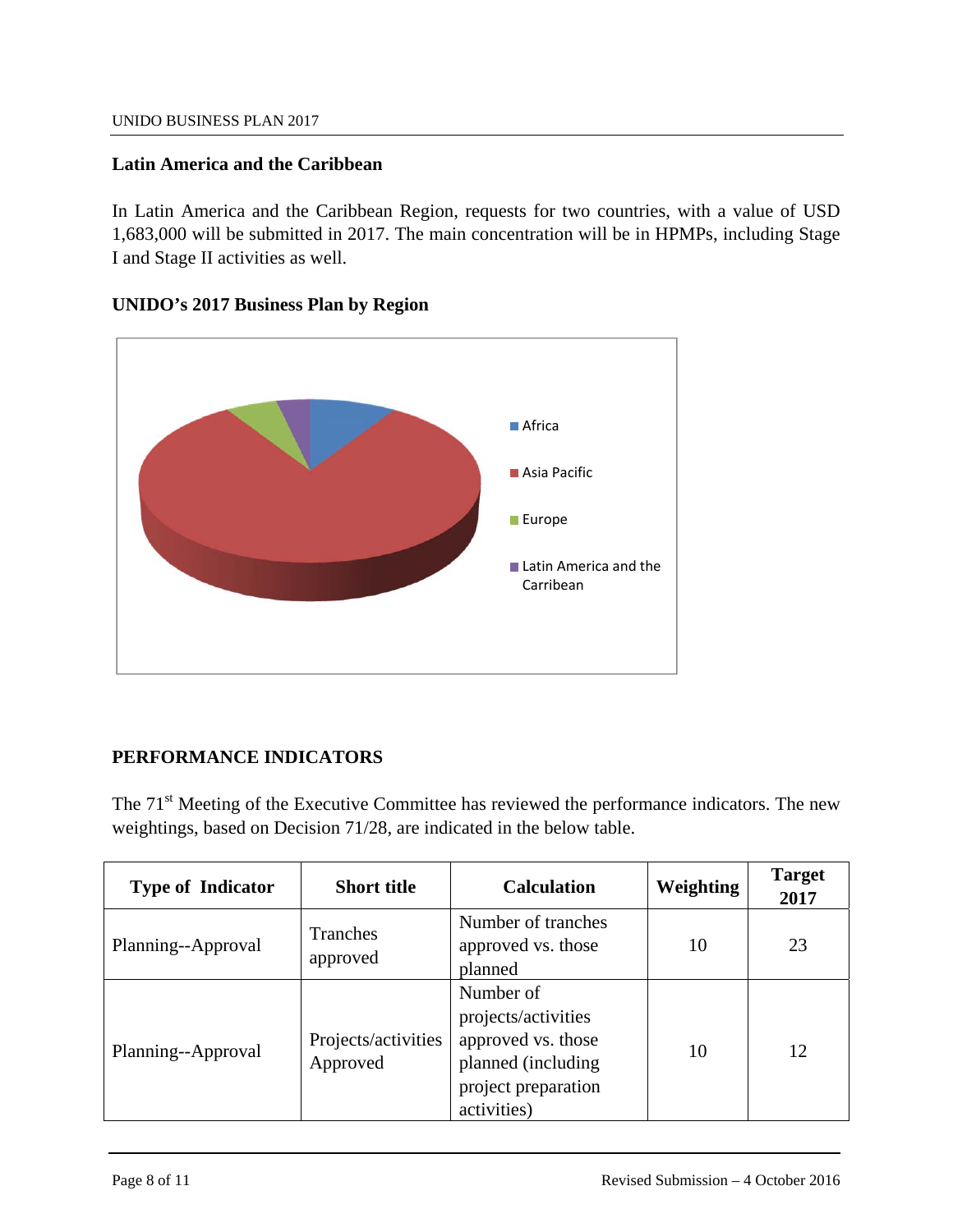## Latin America and the Caribbean

In Latin America and the Caribbean Region, requests for two countries, with a value of USD 1,683,000 will be submitted in 2017. The main concentration will be in HPMPs, including Stage I and Stage II activities as well.

### UNIDO's 2017 Business Plan by Region

## PERFORMANCE INDICATORS

The 71st Meeting of the Executive Committee has reviewed the performance indicators. The new weightings, based on Decision 71/28, are indicated in the below table.

| Type of Indicator | Short title | Calculation | Weighting | Target 2017 |
|---|---|---|---|---|
| Planning--Approval | Tranches approved | Number of tranches approved vs. those planned | 10 | 23 |
| Planning--Approval | Projects/activities Approved | Number of projects/activities approved vs. those planned (including project preparation activities) | 10 | 12 |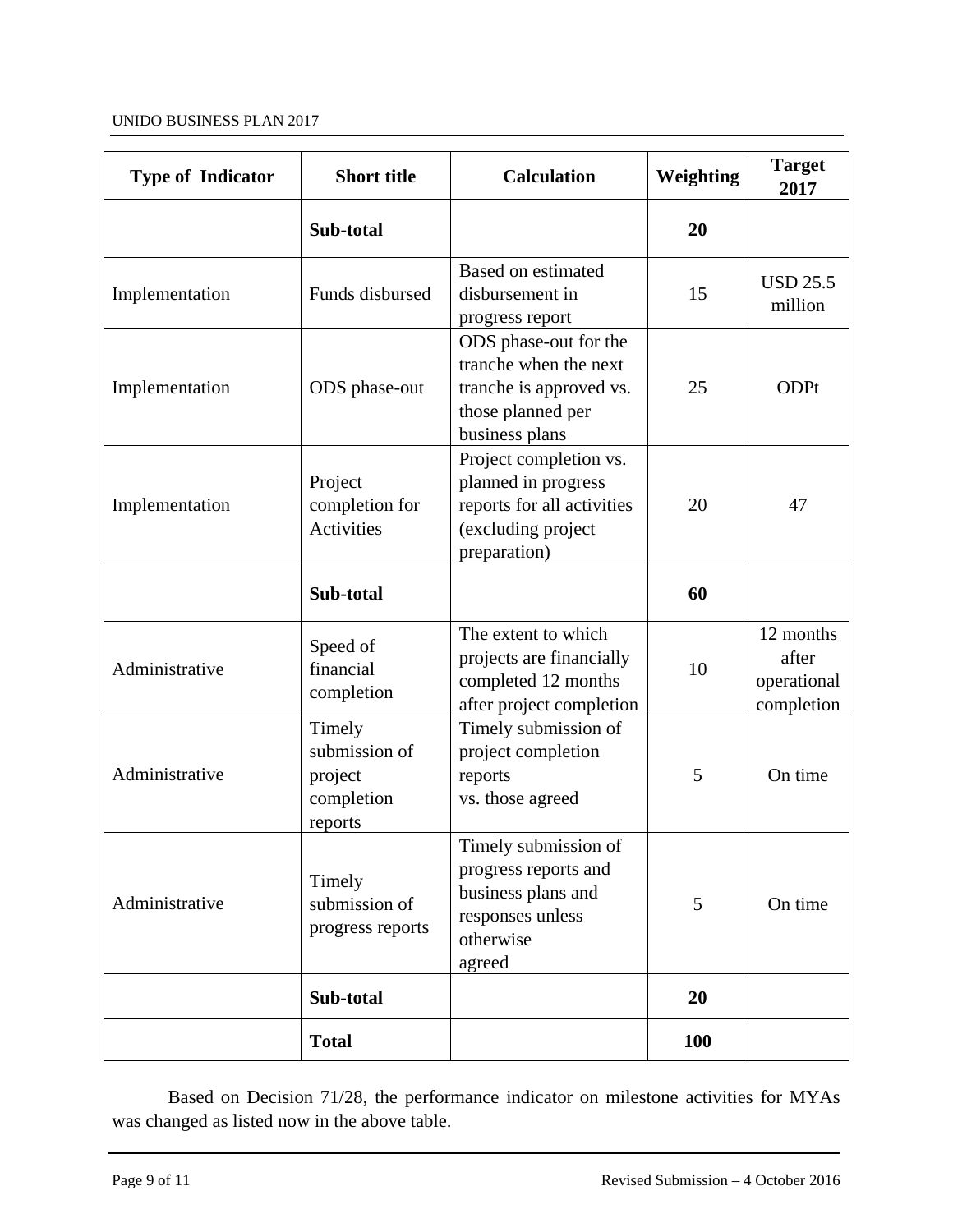| Type of Indicator | Short title | Calculation | Weighting | Target 2017 |
|---|---|---|---|---|
| | **Sub-total** | | **20** | |
| Implementation | Funds disbursed | Based on estimated disbursement in progress report | 15 | USD 25.5 million |
| Implementation | ODS phase-out | ODS phase-out for the tranche when the next tranche is approved vs. those planned per business plans | 25 | ODPt |
| Implementation | Project completion for Activities | Project completion vs. planned in progress reports for all activities (excluding project preparation) | 20 | 47 |
| | **Sub-total** | | **60** | |
| Administrative | Speed of financial completion | The extent to which projects are financially completed 12 months after project completion | 10 | 12 months after operational completion |
| Administrative | Timely submission of project completion reports | Timely submission of project completion reports vs. those agreed | 5 | On time |
| Administrative | Timely submission of progress reports | Timely submission of progress reports and business plans and responses unless otherwise agreed | 5 | On time |
| | **Sub-total** | | **20** | |
| | **Total** | | **100** | |

Based on Decision 71/28, the performance indicator on milestone activities for MYAs was changed as listed now in the above table.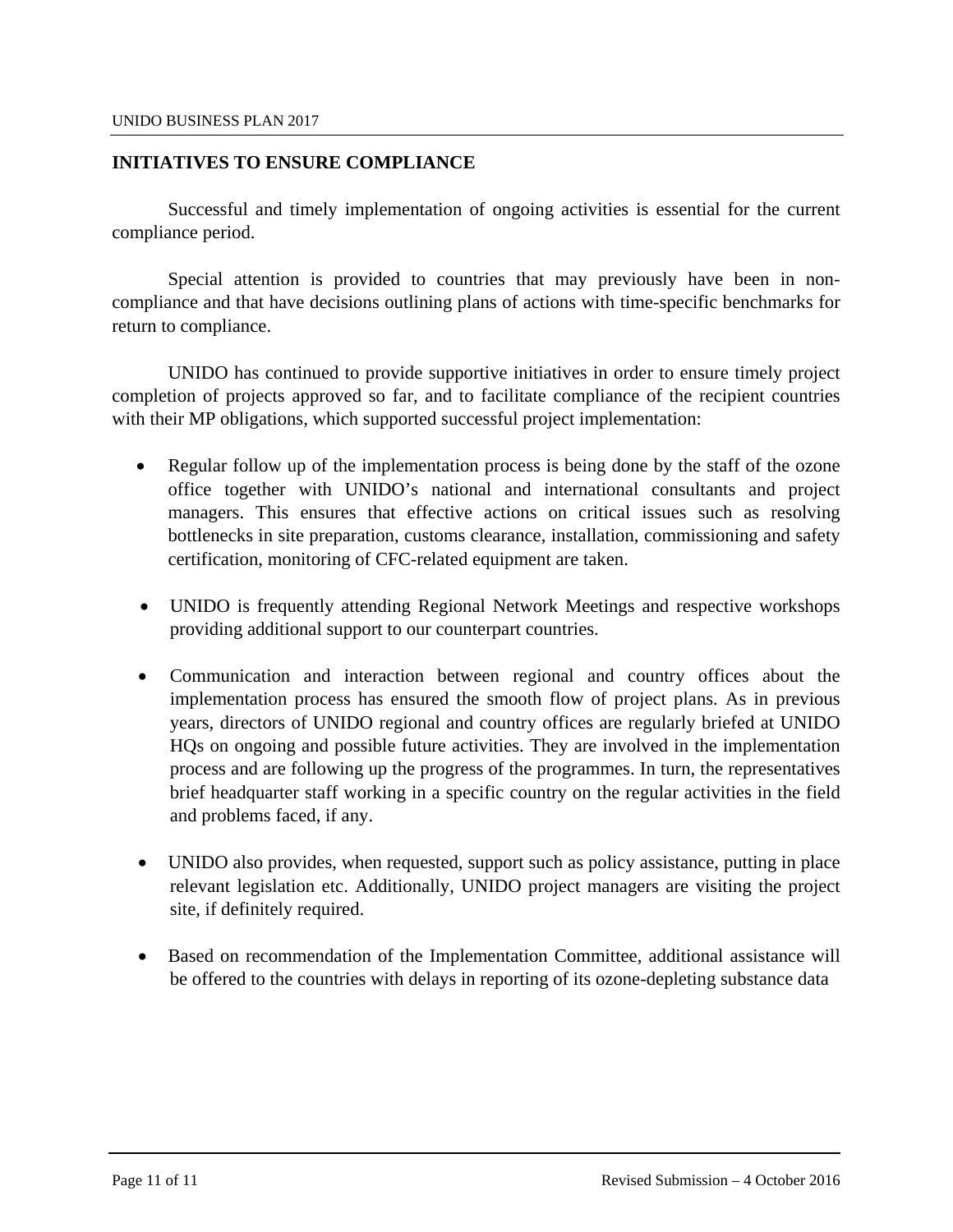## INITIATIVES TO ENSURE COMPLIANCE

Successful and timely implementation of ongoing activities is essential for the current compliance period.

Special attention is provided to countries that may previously have been in non-compliance and that have decisions outlining plans of actions with time-specific benchmarks for return to compliance.

UNIDO has continued to provide supportive initiatives in order to ensure timely project completion of projects approved so far, and to facilitate compliance of the recipient countries with their MP obligations, which supported successful project implementation:

- Regular follow up of the implementation process is being done by the staff of the ozone office together with UNIDO's national and international consultants and project managers. This ensures that effective actions on critical issues such as resolving bottlenecks in site preparation, customs clearance, installation, commissioning and safety certification, monitoring of CFC-related equipment are taken.
- UNIDO is frequently attending Regional Network Meetings and respective workshops providing additional support to our counterpart countries.
- Communication and interaction between regional and country offices about the implementation process has ensured the smooth flow of project plans. As in previous years, directors of UNIDO regional and country offices are regularly briefed at UNIDO HQs on ongoing and possible future activities. They are involved in the implementation process and are following up the progress of the programmes. In turn, the representatives brief headquarter staff working in a specific country on the regular activities in the field and problems faced, if any.
- UNIDO also provides, when requested, support such as policy assistance, putting in place relevant legislation etc. Additionally, UNIDO project managers are visiting the project site, if definitely required.
- Based on recommendation of the Implementation Committee, additional assistance will be offered to the countries with delays in reporting of its ozone-depleting substance data